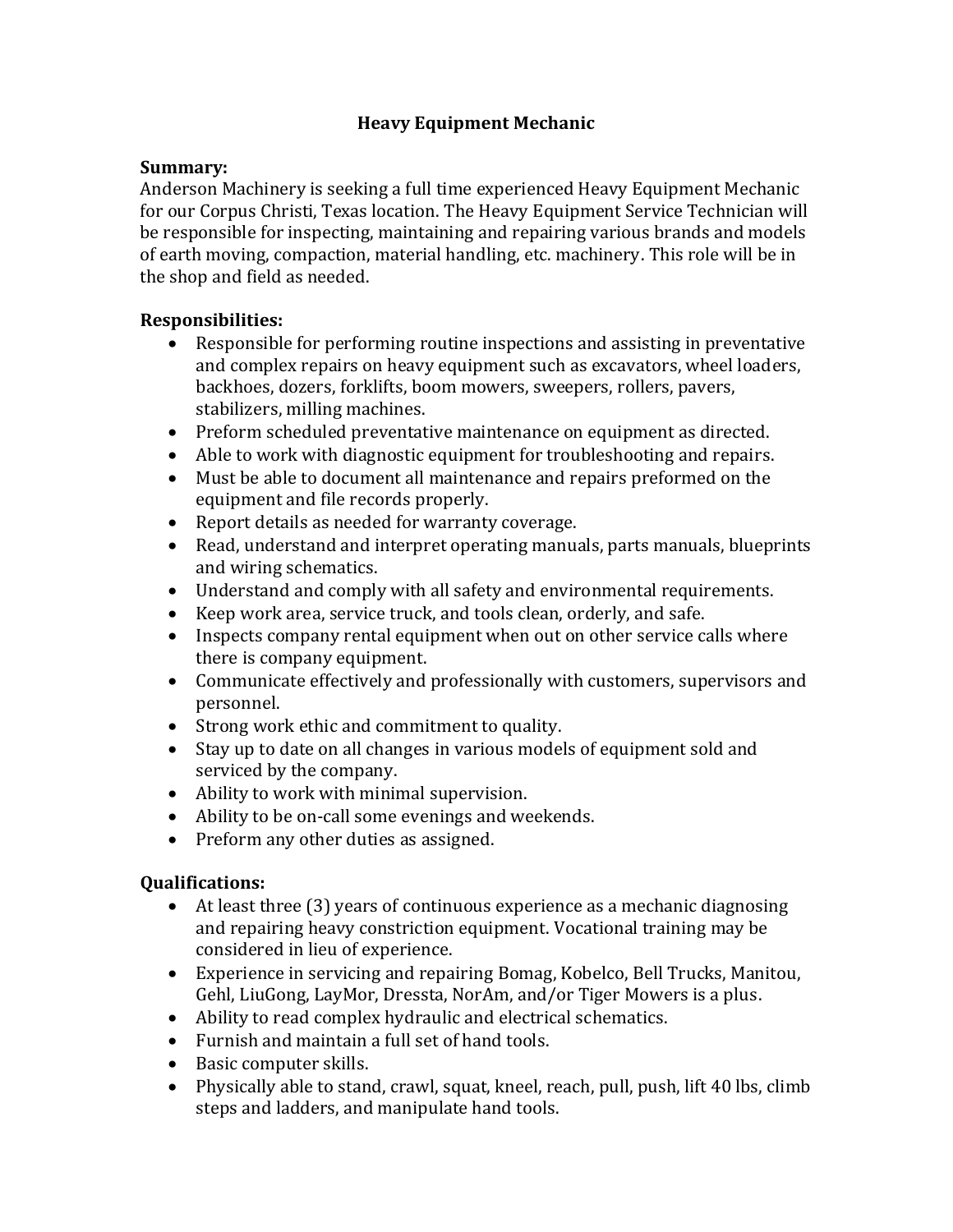# Heavy Equipment Mechanic

**Summary:**

Anderson Machinery is seeking a full time experienced Heavy Equipment Mechanic for our Corpus Christi, Texas location. The Heavy Equipment Service Technician will be responsible for inspecting, maintaining and repairing various brands and models of earth moving, compaction, material handling, etc. machinery. This role will be in the shop and field as needed.

**Responsibilities:**

- Responsible for performing routine inspections and assisting in preventative and complex repairs on heavy equipment such as excavators, wheel loaders, backhoes, dozers, forklifts, boom mowers, sweepers, rollers, pavers, stabilizers, milling machines.
- Preform scheduled preventative maintenance on equipment as directed.
- Able to work with diagnostic equipment for troubleshooting and repairs.
- Must be able to document all maintenance and repairs preformed on the equipment and file records properly.
- Report details as needed for warranty coverage.
- Read, understand and interpret operating manuals, parts manuals, blueprints and wiring schematics.
- Understand and comply with all safety and environmental requirements.
- Keep work area, service truck, and tools clean, orderly, and safe.
- Inspects company rental equipment when out on other service calls where there is company equipment.
- Communicate effectively and professionally with customers, supervisors and personnel.
- Strong work ethic and commitment to quality.
- Stay up to date on all changes in various models of equipment sold and serviced by the company.
- Ability to work with minimal supervision.
- Ability to be on-call some evenings and weekends.
- Preform any other duties as assigned.

**Qualifications:**

- At least three (3) years of continuous experience as a mechanic diagnosing and repairing heavy constriction equipment. Vocational training may be considered in lieu of experience.
- Experience in servicing and repairing Bomag, Kobelco, Bell Trucks, Manitou, Gehl, LiuGong, LayMor, Dressta, NorAm, and/or Tiger Mowers is a plus.
- Ability to read complex hydraulic and electrical schematics.
- Furnish and maintain a full set of hand tools.
- Basic computer skills.
- Physically able to stand, crawl, squat, kneel, reach, pull, push, lift 40 lbs, climb steps and ladders, and manipulate hand tools.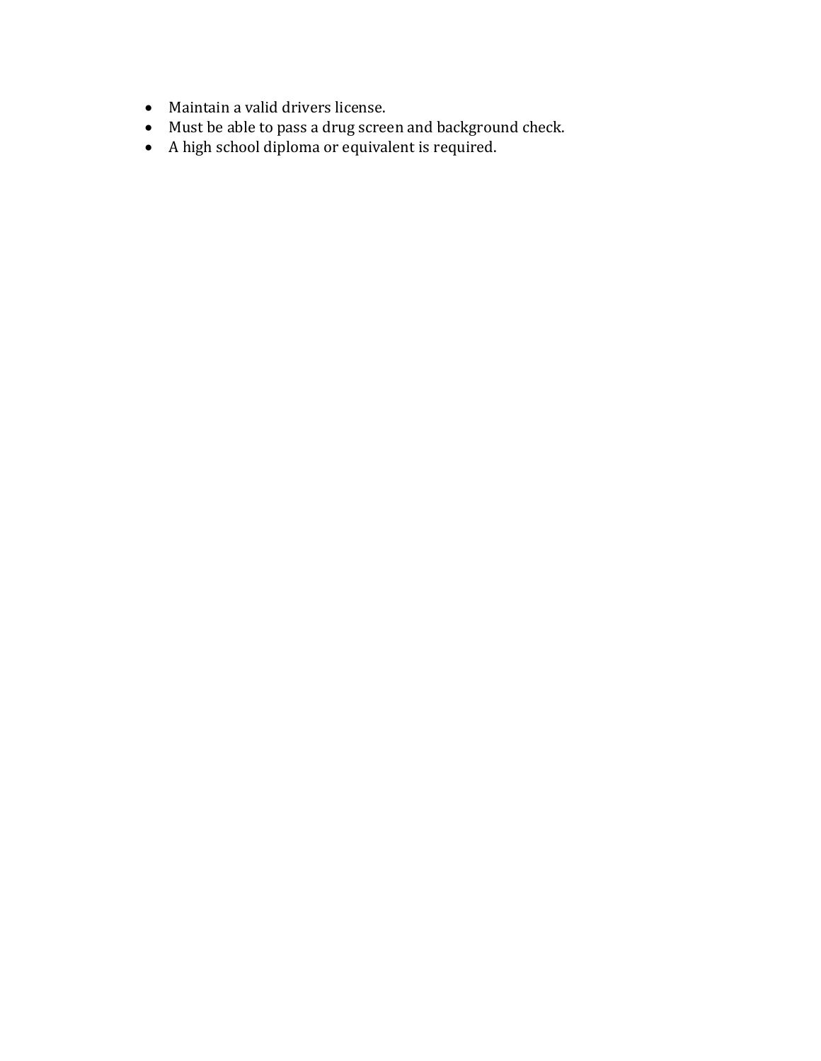- Maintain a valid drivers license.
- Must be able to pass a drug screen and background check.
- A high school diploma or equivalent is required.